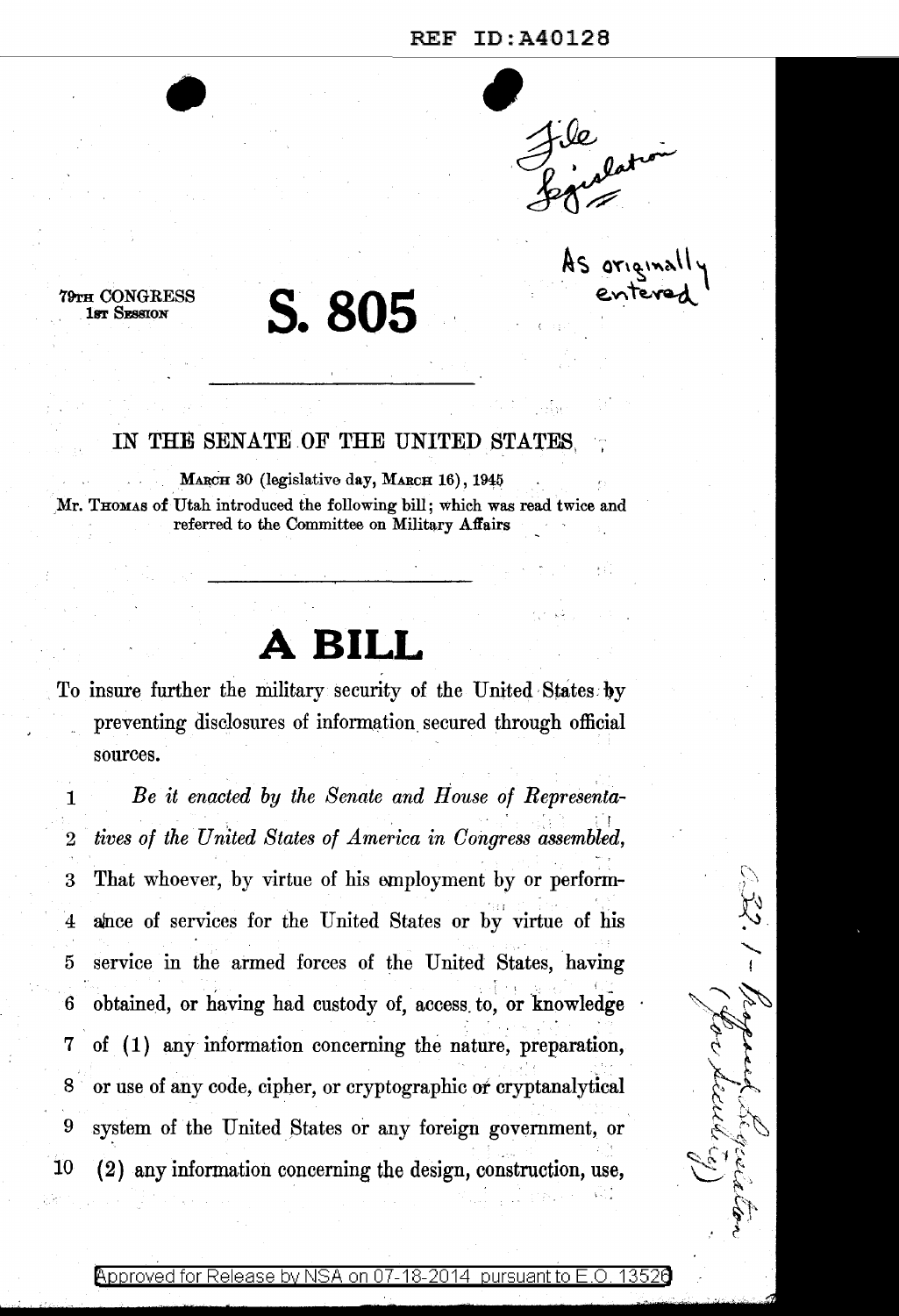79TH CONGRESS
1ST SESSION

# S. 805

## IN THE SENATE OF THE UNITED STATES

MARCH 30 (legislative day, MARCH 16), 1945

Mr. THOMAS of Utah introduced the following bill; which was read twice and referred to the Committee on Military Affairs

# A BILL

To insure further the military security of the United States by preventing disclosures of information secured through official sources.

1 *Be it enacted by the Senate and House of Representa-*
2 *tives of the United States of America in Congress assembled,*
3 That whoever, by virtue of his employment by or perform-
4 ance of services for the United States or by virtue of his
5 service in the armed forces of the United States, having
6 obtained, or having had custody of, access to, or knowledge
7 of (1) any information concerning the nature, preparation,
8 or use of any code, cipher, or cryptographic or cryptanalytical
9 system of the United States or any foreign government, or
10 (2) any information concerning the design, construction, use,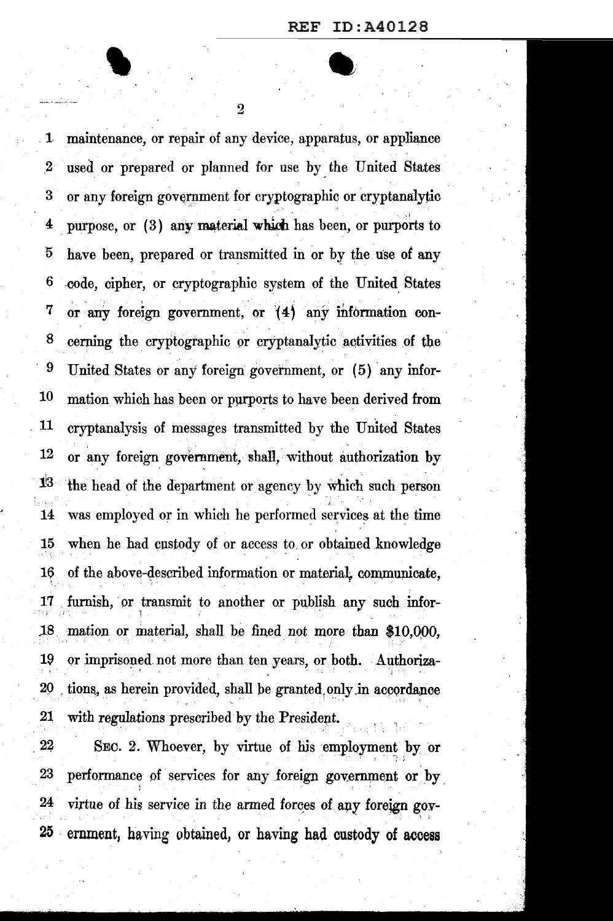maintenance, or repair of any device, apparatus, or appliance used or prepared or planned for use by the United States or any foreign government for cryptographic or cryptanalytic purpose, or (3) any material which has been, or purports to have been, prepared or transmitted in or by the use of any code, cipher, or cryptographic system of the United States or any foreign government, or (4) any information concerning the cryptographic or cryptanalytic activities of the United States or any foreign government, or (5) any information which has been or purports to have been derived from cryptanalysis of messages transmitted by the United States or any foreign government, shall, without authorization by the head of the department or agency by which such person was employed or in which he performed services at the time when he had custody of or access to or obtained knowledge of the above-described information or material, communicate, furnish, or transmit to another or publish any such information or material, shall be fined not more than $10,000, or imprisoned not more than ten years, or both. Authorizations, as herein provided, shall be granted only in accordance with regulations prescribed by the President.

SEC. 2. Whoever, by virtue of his employment by or performance of services for any foreign government or by virtue of his service in the armed forces of any foreign government, having obtained, or having had custody of access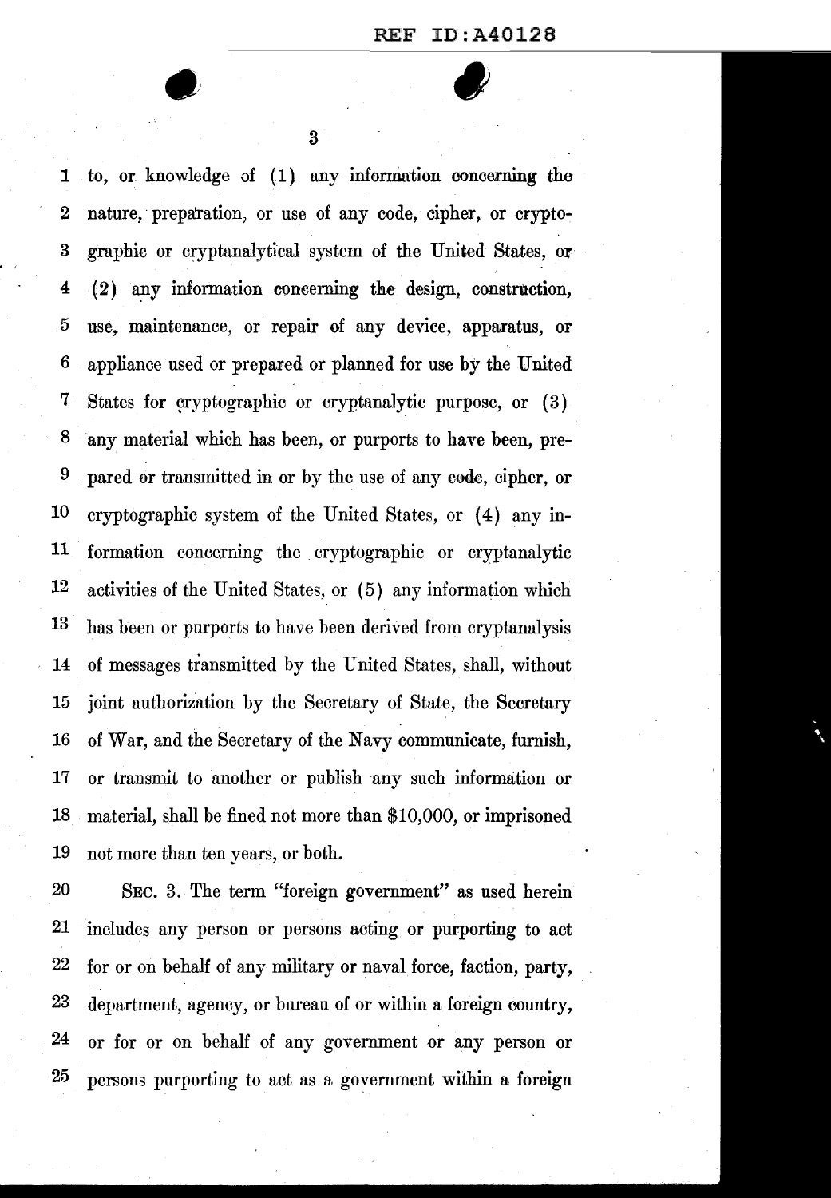to, or knowledge of (1) any information concerning the nature, preparation, or use of any code, cipher, or cryptographic or cryptanalytical system of the United States, or (2) any information concerning the design, construction, use, maintenance, or repair of any device, apparatus, or appliance used or prepared or planned for use by the United States for cryptographic or cryptanalytic purpose, or (3) any material which has been, or purports to have been, prepared or transmitted in or by the use of any code, cipher, or cryptographic system of the United States, or (4) any information concerning the cryptographic or cryptanalytic activities of the United States, or (5) any information which has been or purports to have been derived from cryptanalysis of messages transmitted by the United States, shall, without joint authorization by the Secretary of State, the Secretary of War, and the Secretary of the Navy communicate, furnish, or transmit to another or publish any such information or material, shall be fined not more than $10,000, or imprisoned not more than ten years, or both.

SEC. 3. The term "foreign government" as used herein includes any person or persons acting or purporting to act for or on behalf of any military or naval force, faction, party, department, agency, or bureau of or within a foreign country, or for or on behalf of any government or any person or persons purporting to act as a government within a foreign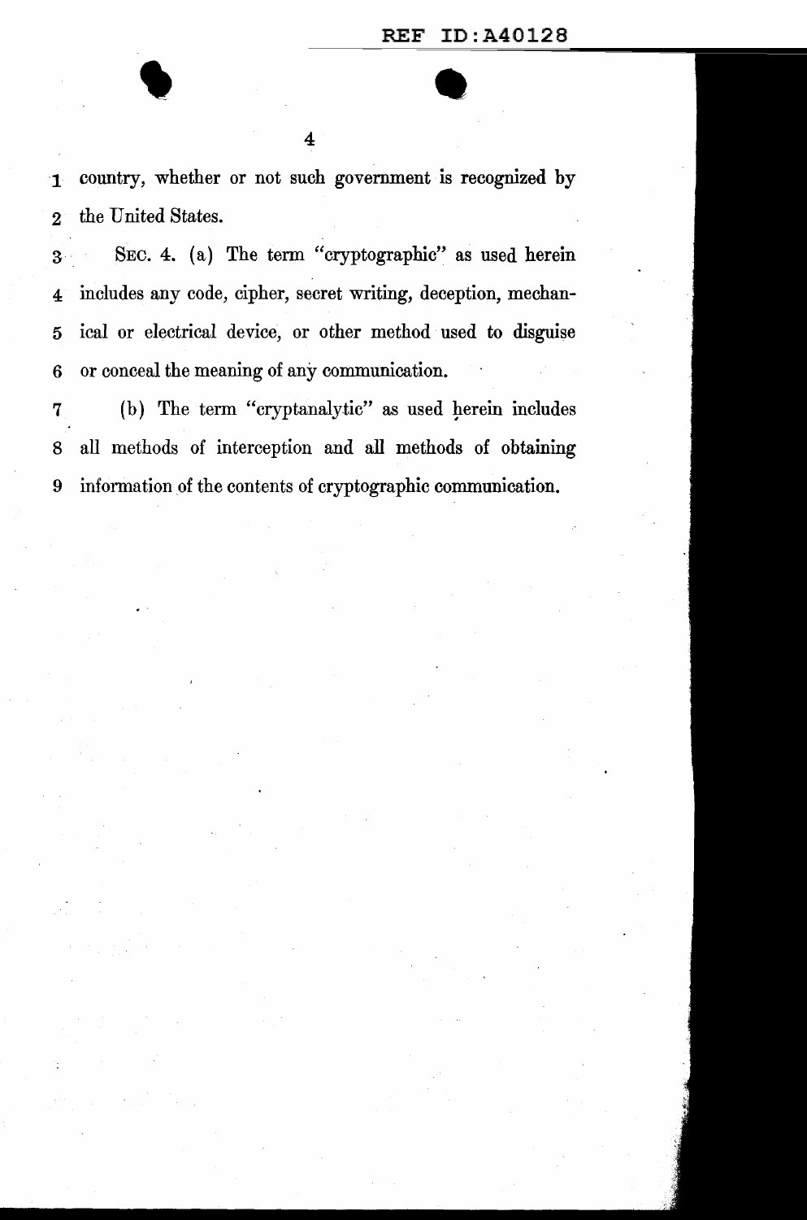country, whether or not such government is recognized by the United States.

SEC. 4. (a) The term "cryptographic" as used herein includes any code, cipher, secret writing, deception, mechanical or electrical device, or other method used to disguise or conceal the meaning of any communication.

(b) The term "cryptanalytic" as used herein includes all methods of interception and all methods of obtaining information of the contents of cryptographic communication.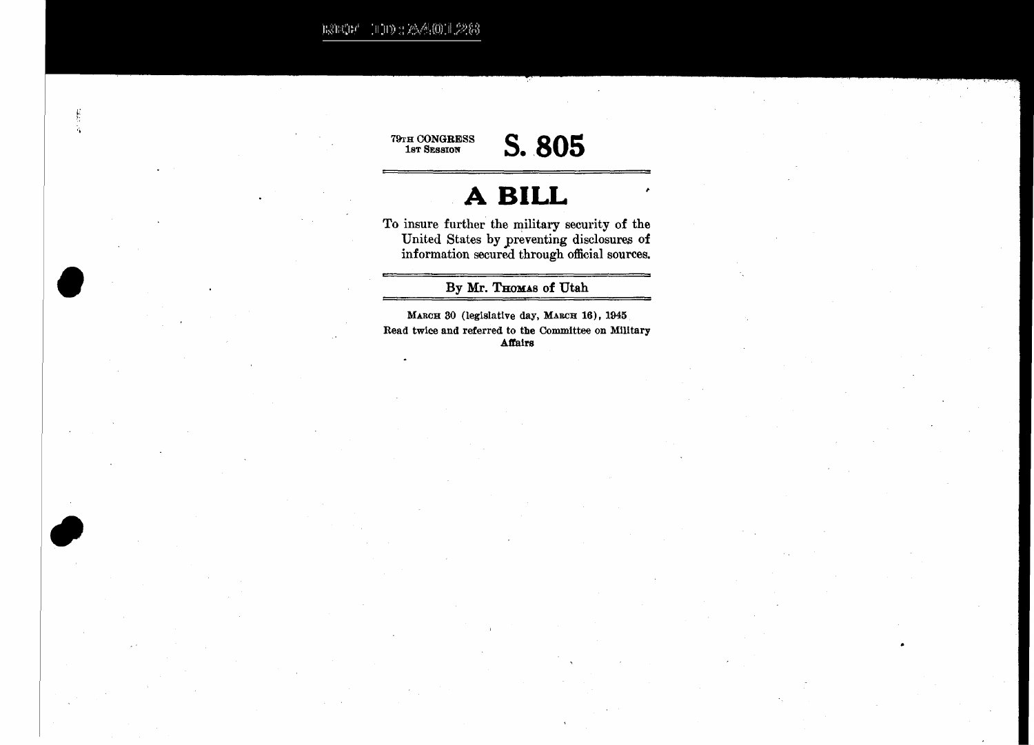79TH CONGRESS
1ST SESSION

# S. 805

# A BILL

To insure further the military security of the United States by preventing disclosures of information secured through official sources.

By Mr. THOMAS of Utah

MARCH 30 (legislative day, MARCH 16), 1945
Read twice and referred to the Committee on Military Affairs